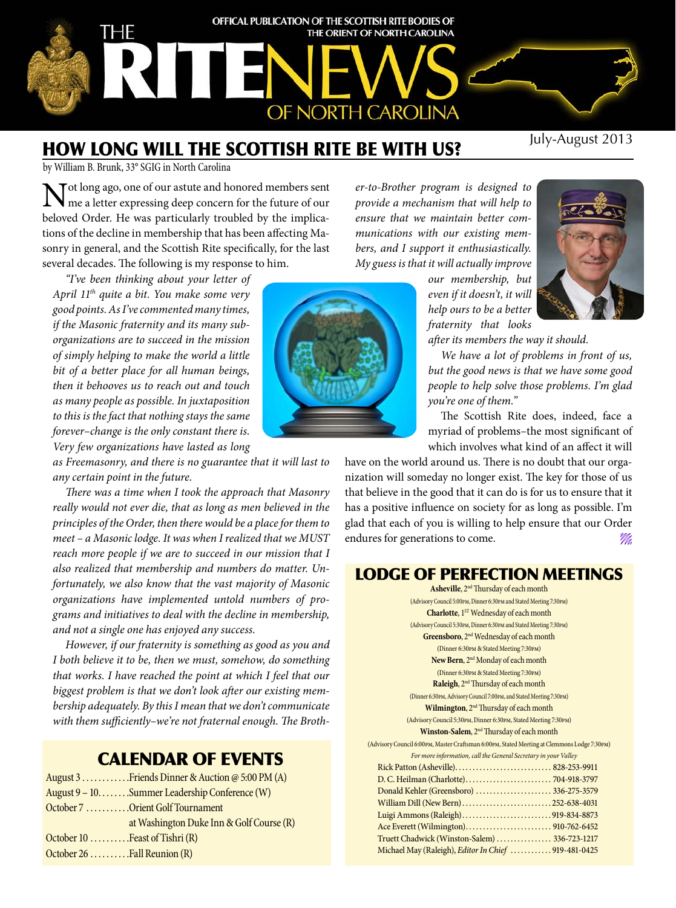OFFICAL PUBLICATION OF THE SCOTTISH RITE BODIES OF THE ORIENT OF NORTH CAROLINA

# THE RITE NEWS OF NORTH CAROLINA

July-August 2013

## HOW LONG WILL THE SCOTTISH RITE BE WITH US?

by William B. Brunk, 33° SGIG in North Carolina

Not long ago, one of our astute and honored members sent me a letter expressing deep concern for the future of our beloved Order. He was particularly troubled by the implications of the decline in membership that has been affecting Masonry in general, and the Scottish Rite specifically, for the last several decades. The following is my response to him.

*"I've been thinking about your letter of April 11th quite a bit. You make some very good points. As I've commented many times, if the Masonic fraternity and its many sub-organizations are to succeed in the mission of simply helping to make the world a little bit of a better place for all human beings, then it behooves us to reach out and touch as many people as possible. In juxtaposition to this is the fact that nothing stays the same forever–change is the only constant there is. Very few organizations have lasted as long as Freemasonry, and there is no guarantee that it will last to any certain point in the future.*

*There was a time when I took the approach that Masonry really would not ever die, that as long as men believed in the principles of the Order, then there would be a place for them to meet – a Masonic lodge. It was when I realized that we MUST reach more people if we are to succeed in our mission that I also realized that membership and numbers do matter. Unfortunately, we also know that the vast majority of Masonic organizations have implemented untold numbers of programs and initiatives to deal with the decline in membership, and not a single one has enjoyed any success.*

*However, if our fraternity is something as good as you and I both believe it to be, then we must, somehow, do something that works. I have reached the point at which I feel that our biggest problem is that we don't look after our existing membership adequately. By this I mean that we don't communicate with them sufficiently–we're not fraternal enough. The Brother-to-Brother program is designed to provide a mechanism that will help to ensure that we maintain better communications with our existing members, and I support it enthusiastically. My guess is that it will actually improve our membership, but even if it doesn't, it will help ours to be a better fraternity that looks after its members the way it should.*

*We have a lot of problems in front of us, but the good news is that we have some good people to help solve those problems. I'm glad you're one of them."*

The Scottish Rite does, indeed, face a myriad of problems–the most significant of which involves what kind of an affect it will have on the world around us. There is no doubt that our organization will someday no longer exist. The key for those of us that believe in the good that it can do is for us to ensure that it has a positive influence on society for as long as possible. I'm glad that each of you is willing to help ensure that our Order endures for generations to come.

## CALENDAR OF EVENTS

August 3 ............ Friends Dinner & Auction @ 5:00 PM (A)
August 9 – 10 ........ Summer Leadership Conference (W)
October 7 ........... Orient Golf Tournament at Washington Duke Inn & Golf Course (R)
October 10 .......... Feast of Tishri (R)
October 26 .......... Fall Reunion (R)

## LODGE OF PERFECTION MEETINGS

**Asheville**, 2nd Thursday of each month
(Advisory Council 5:00PM, Dinner 6:30PM and Stated Meeting 7:30PM)

**Charlotte**, 1ST Wednesday of each month
(Advisory Council 5:30PM, Dinner 6:30PM and Stated Meeting 7:30PM)

**Greensboro**, 2nd Wednesday of each month
(Dinner 6:30PM & Stated Meeting 7:30PM)

**New Bern**, 2nd Monday of each month
(Dinner 6:30PM & Stated Meeting 7:30PM)

**Raleigh**, 2nd Thursday of each month
(Dinner 6:30PM, Advisory Council 7:00PM, and Stated Meeting 7:30PM)

**Wilmington**, 2nd Thursday of each month
(Advisory Council 5:30PM, Dinner 6:30PM, Stated Meeting 7:30PM)

**Winston-Salem**, 2nd Thursday of each month
(Advisory Council 6:00PM, Master Craftsman 6:00PM, Stated Meeting at Clemmons Lodge 7:30PM)

*For more information, call the General Secretary in your Valley*

Rick Patton (Asheville) ............ 828-253-9911
D. C. Heilman (Charlotte) ............ 704-918-3797
Donald Kehler (Greensboro) ............ 336-275-3579
William Dill (New Bern) ............ 252-638-4031
Luigi Ammons (Raleigh) ............ 919-834-8873
Ace Everett (Wilmington) ............ 910-762-6452
Truett Chadwick (Winston-Salem) ............ 336-723-1217
Michael May (Raleigh), *Editor In Chief* ............ 919-481-0425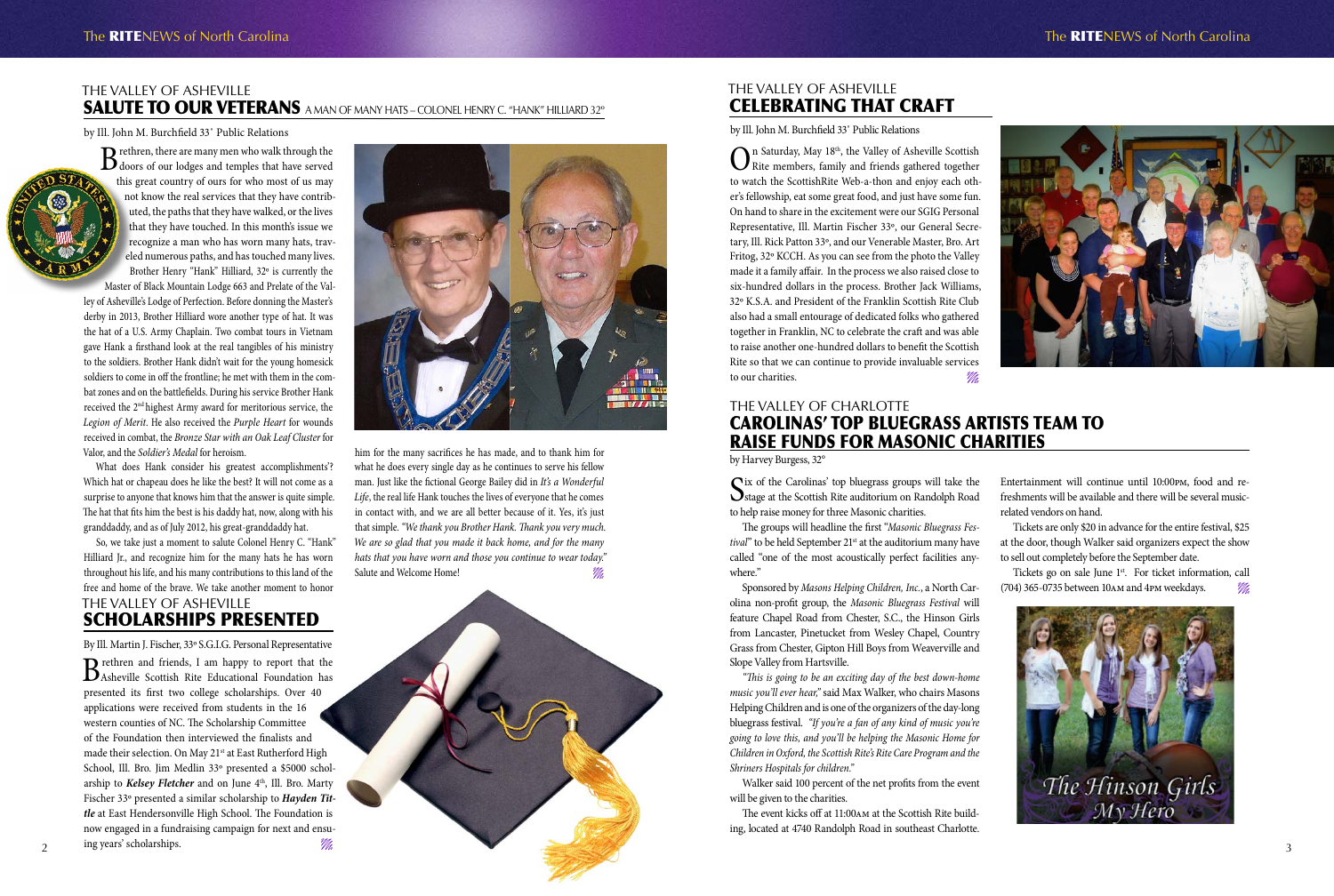## THE VALLEY OF ASHEVILLE

# SALUTE TO OUR VETERANS

A MAN OF MANY HATS – COLONEL HENRY C. "HANK" HILLIARD 32°

by Ill. John M. Burchfield 33° Public Relations

Brethren, there are many men who walk through the doors of our lodges and temples that have served this great country of ours for who most of us may not know the real services that they have contributed, the paths that they have walked, or the lives that they have touched. In this month's issue we recognize a man who has worn many hats, traveled numerous paths, and has touched many lives. Brother Henry "Hank" Hilliard, 32° is currently the Master of Black Mountain Lodge 663 and Prelate of the Valley of Asheville's Lodge of Perfection. Before donning the Master's derby in 2013, Brother Hilliard wore another type of hat. It was the hat of a U.S. Army Chaplain. Two combat tours in Vietnam gave Hank a firsthand look at the real tangibles of his ministry to the soldiers. Brother Hank didn't wait for the young homesick soldiers to come in off the frontline; he met with them in the combat zones and on the battlefields. During his service Brother Hank received the 2nd highest Army award for meritorious service, the *Legion of Merit*. He also received the *Purple Heart* for wounds received in combat, the *Bronze Star with an Oak Leaf Cluster* for Valor, and the *Soldier's Medal* for heroism.

What does Hank consider his greatest accomplishments'? Which hat or chapeau does he like the best? It will not come as a surprise to anyone that knows him that the answer is quite simple. The hat that fits him the best is his daddy hat, now, along with his granddaddy, and as of July 2012, his great-granddaddy hat.

So, we take just a moment to salute Colonel Henry C. "Hank" Hilliard Jr., and recognize him for the many hats he has worn throughout his life, and his many contributions to this land of the free and home of the brave. We take another moment to honor him for the many sacrifices he has made, and to thank him for what he does every single day as he continues to serve his fellow man. Just like the fictional George Bailey did in *It's a Wonderful Life*, the real life Hank touches the lives of everyone that he comes in contact with, and we are all better because of it. Yes, it's just that simple. *"We thank you Brother Hank. Thank you very much. We are so glad that you made it back home, and for the many hats that you have worn and those you continue to wear today."* Salute and Welcome Home!

## THE VALLEY OF ASHEVILLE

# SCHOLARSHIPS PRESENTED

By Ill. Martin J. Fischer, 33° S.G.I.G. Personal Representative

Brethren and friends, I am happy to report that the Asheville Scottish Rite Educational Foundation has presented its first two college scholarships. Over 40 applications were received from students in the 16 western counties of NC. The Scholarship Committee of the Foundation then interviewed the finalists and made their selection. On May 21st at East Rutherford High School, Ill. Bro. Jim Medlin 33° presented a $5000 scholarship to ***Kelsey Fletcher*** and on June 4th, Ill. Bro. Marty Fischer 33° presented a similar scholarship to ***Hayden Tittle*** at East Hendersonville High School. The Foundation is now engaged in a fundraising campaign for next and ensuing years' scholarships.

## THE VALLEY OF ASHEVILLE

# CELEBRATING THAT CRAFT

by Ill. John M. Burchfield 33° Public Relations

On Saturday, May 18th, the Valley of Asheville Scottish Rite members, family and friends gathered together to watch the ScottishRite Web-a-thon and enjoy each other's fellowship, eat some great food, and just have some fun. On hand to share in the excitement were our SGIG Personal Representative, Ill. Martin Fischer 33°, our General Secretary, Ill. Rick Patton 33°, and our Venerable Master, Bro. Art Fritog, 32° KCCH. As you can see from the photo the Valley made it a family affair. In the process we also raised close to six-hundred dollars in the process. Brother Jack Williams, 32° K.S.A. and President of the Franklin Scottish Rite Club also had a small entourage of dedicated folks who gathered together in Franklin, NC to celebrate the craft and was able to raise another one-hundred dollars to benefit the Scottish Rite so that we can continue to provide invaluable services to our charities.

## THE VALLEY OF CHARLOTTE

# CAROLINAS' TOP BLUEGRASS ARTISTS TEAM TO RAISE FUNDS FOR MASONIC CHARITIES

by Harvey Burgess, 32°

Six of the Carolinas' top bluegrass groups will take the stage at the Scottish Rite auditorium on Randolph Road to help raise money for three Masonic charities.

The groups will headline the first "*Masonic Bluegrass Festival*" to be held September 21st at the auditorium many have called "one of the most acoustically perfect facilities anywhere."

Sponsored by *Masons Helping Children, Inc.*, a North Carolina non-profit group, the *Masonic Bluegrass Festival* will feature Chapel Road from Chester, S.C., the Hinson Girls from Lancaster, Pinetucket from Wesley Chapel, Country Grass from Chester, Gipton Hill Boys from Weaverville and Slope Valley from Hartsville.

*"This is going to be an exciting day of the best down-home music you'll ever hear,"* said Max Walker, who chairs Masons Helping Children and is one of the organizers of the day-long bluegrass festival. *"If you're a fan of any kind of music you're going to love this, and you'll be helping the Masonic Home for Children in Oxford, the Scottish Rite's Rite Care Program and the Shriners Hospitals for children."*

Walker said 100 percent of the net profits from the event will be given to the charities.

The event kicks off at 11:00AM at the Scottish Rite building, located at 4740 Randolph Road in southeast Charlotte. Entertainment will continue until 10:00PM, food and refreshments will be available and there will be several music-related vendors on hand.

Tickets are only $20 in advance for the entire festival, $25 at the door, though Walker said organizers expect the show to sell out completely before the September date.

Tickets go on sale June 1st. For ticket information, call (704) 365-0735 between 10AM and 4PM weekdays.

The Hinson Girls
My Hero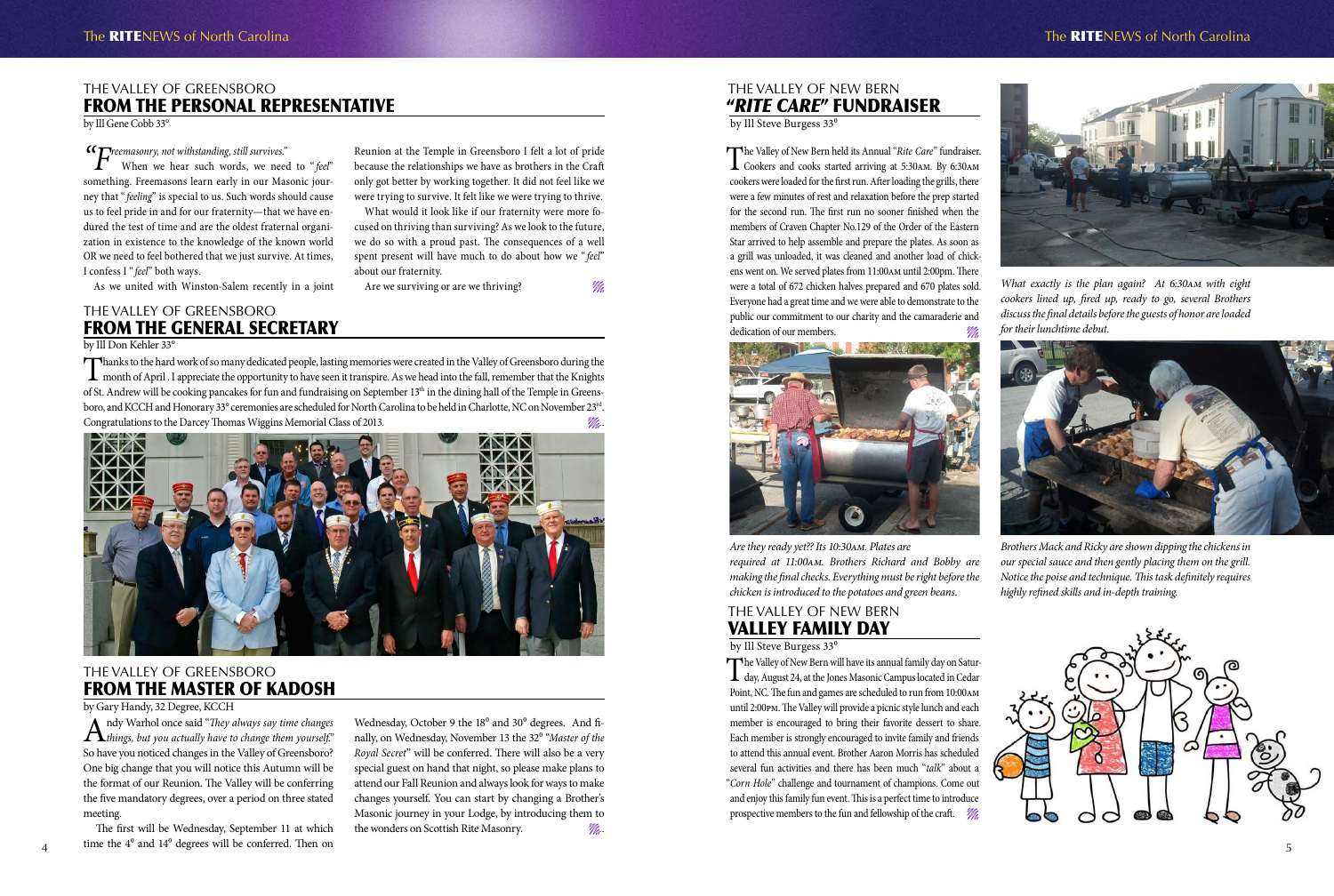## THE VALLEY OF GREENSBORO
# FROM THE PERSONAL REPRESENTATIVE

by Ill Gene Cobb 33°

"*Freemasonry, not withstanding, still survives.*" When we hear such words, we need to "*feel*" something. Freemasons learn early in our Masonic journey that "*feeling*" is special to us. Such words should cause us to feel pride in and for our fraternity—that we have endured the test of time and are the oldest fraternal organization in existence to the knowledge of the known world OR we need to feel bothered that we just survive. At times, I confess I "*feel*" both ways.

As we united with Winston-Salem recently in a joint Reunion at the Temple in Greensboro I felt a lot of pride because the relationships we have as brothers in the Craft only got better by working together. It did not feel like we were trying to survive. It felt like we were trying to thrive.

What would it look like if our fraternity were more focused on thriving than surviving? As we look to the future, we do so with a proud past. The consequences of a well spent present will have much to do about how we "*feel*" about our fraternity.

Are we surviving or are we thriving?

## THE VALLEY OF GREENSBORO
# FROM THE GENERAL SECRETARY

by Ill Don Kehler 33°

Thanks to the hard work of so many dedicated people, lasting memories were created in the Valley of Greensboro during the month of April . I appreciate the opportunity to have seen it transpire. As we head into the fall, remember that the Knights of St. Andrew will be cooking pancakes for fun and fundraising on September 13th in the dining hall of the Temple in Greensboro, and KCCH and Honorary 33° ceremonies are scheduled for North Carolina to be held in Charlotte, NC on November 23rd. Congratulations to the Darcey Thomas Wiggins Memorial Class of 2013.

## THE VALLEY OF GREENSBORO
# FROM THE MASTER OF KADOSH

by Gary Handy, 32 Degree, KCCH

Andy Warhol once said "*They always say time changes things, but you actually have to change them yourself.*" So have you noticed changes in the Valley of Greensboro? One big change that you will notice this Autumn will be the format of our Reunion. The Valley will be conferring the five mandatory degrees, over a period on three stated meeting.

The first will be Wednesday, September 11 at which time the 4° and 14° degrees will be conferred. Then on Wednesday, October 9 the 18° and 30° degrees. And finally, on Wednesday, November 13 the 32° "*Master of the Royal Secret*" will be conferred. There will also be a very special guest on hand that night, so please make plans to attend our Fall Reunion and always look for ways to make changes yourself. You can start by changing a Brother's Masonic journey in your Lodge, by introducing them to the wonders on Scottish Rite Masonry.

## THE VALLEY OF NEW BERN
# *"RITE CARE"* FUNDRAISER

by Ill Steve Burgess 33°

The Valley of New Bern held its Annual "*Rite Care*" fundraiser. Cookers and cooks started arriving at 5:30AM. By 6:30AM cookers were loaded for the first run. After loading the grills, there were a few minutes of rest and relaxation before the prep started for the second run. The first run no sooner finished when the members of Craven Chapter No.129 of the Order of the Eastern Star arrived to help assemble and prepare the plates. As soon as a grill was unloaded, it was cleaned and another load of chickens went on. We served plates from 11:00AM until 2:00pm. There were a total of 672 chicken halves prepared and 670 plates sold. Everyone had a great time and we were able to demonstrate to the public our commitment to our charity and the camaraderie and dedication of our members.

*What exactly is the plan again? At 6:30AM with eight cookers lined up, fired up, ready to go, several Brothers discuss the final details before the guests of honor are loaded for their lunchtime debut.*

*Are they ready yet?? Its 10:30AM. Plates are required at 11:00AM. Brothers Richard and Bobby are making the final checks. Everything must be right before the chicken is introduced to the potatoes and green beans.*

*Brothers Mack and Ricky are shown dipping the chickens in our special sauce and then gently placing them on the grill. Notice the poise and technique. This task definitely requires highly refined skills and in-depth training.*

## THE VALLEY OF NEW BERN
# VALLEY FAMILY DAY

by Ill Steve Burgess 33°

The Valley of New Bern will have its annual family day on Saturday, August 24, at the Jones Masonic Campus located in Cedar Point, NC. The fun and games are scheduled to run from 10:00AM until 2:00PM. The Valley will provide a picnic style lunch and each member is encouraged to bring their favorite dessert to share. Each member is strongly encouraged to invite family and friends to attend this annual event. Brother Aaron Morris has scheduled several fun activities and there has been much "*talk*" about a "*Corn Hole*" challenge and tournament of champions. Come out and enjoy this family fun event. This is a perfect time to introduce prospective members to the fun and fellowship of the craft.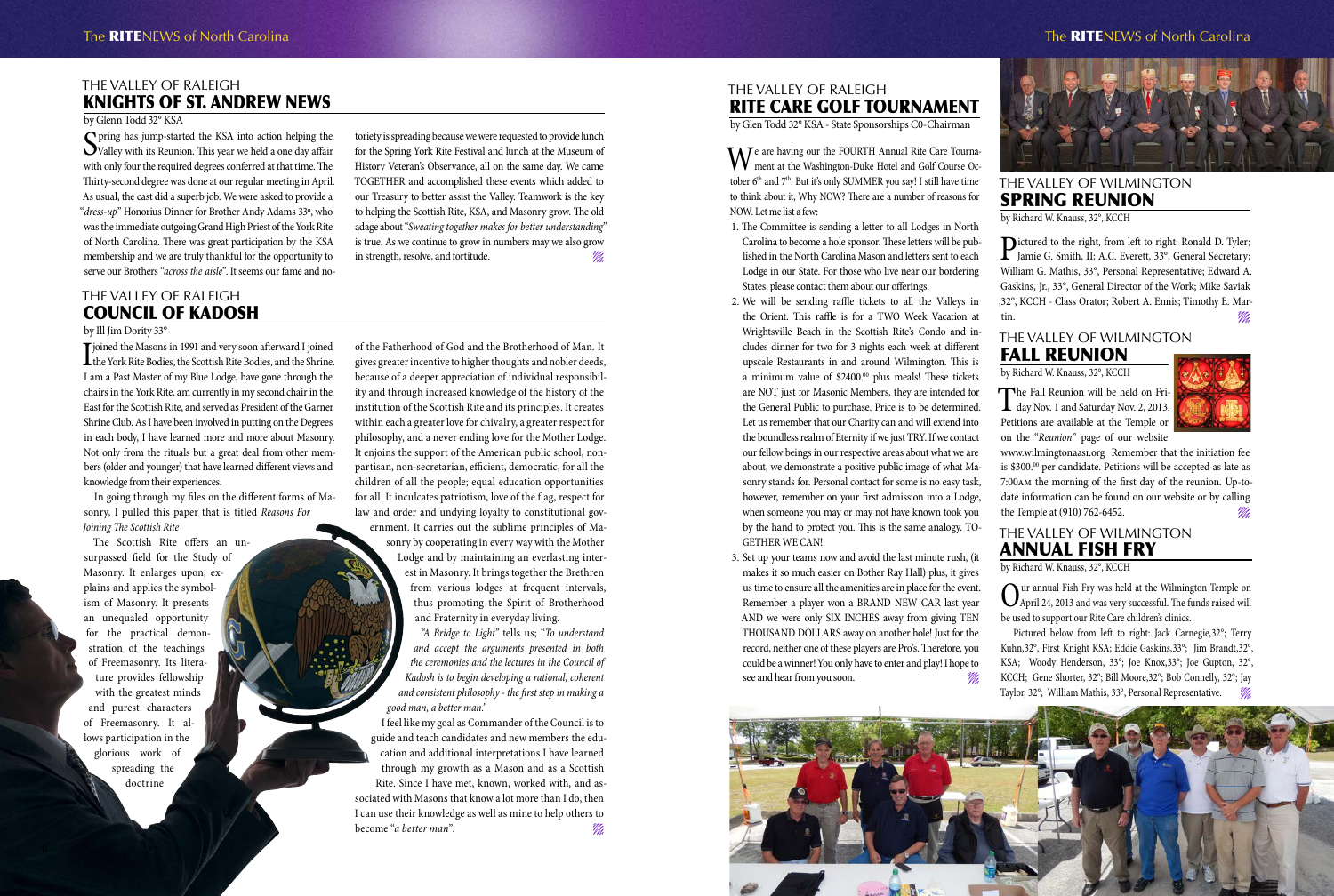## THE VALLEY OF RALEIGH
# KNIGHTS OF ST. ANDREW NEWS

by Glenn Todd 32° KSA

Spring has jump-started the KSA into action helping the Valley with its Reunion. This year we held a one day affair with only four the required degrees conferred at that time. The Thirty-second degree was done at our regular meeting in April. As usual, the cast did a superb job. We were asked to provide a "*dress-up*" Honorius Dinner for Brother Andy Adams 33°, who was the immediate outgoing Grand High Priest of the York Rite of North Carolina. There was great participation by the KSA membership and we are truly thankful for the opportunity to serve our Brothers "*across the aisle*". It seems our fame and notoriety is spreading because we were requested to provide lunch for the Spring York Rite Festival and lunch at the Museum of History Veteran's Observance, all on the same day. We came TOGETHER and accomplished these events which added to our Treasury to better assist the Valley. Teamwork is the key to helping the Scottish Rite, KSA, and Masonry grow. The old adage about "*Sweating together makes for better understanding*" is true. As we continue to grow in numbers may we also grow in strength, resolve, and fortitude.

## THE VALLEY OF RALEIGH
# COUNCIL OF KADOSH

by Ill Jim Dority 33°

I joined the Masons in 1991 and very soon afterward I joined the York Rite Bodies, the Scottish Rite Bodies, and the Shrine. I am a Past Master of my Blue Lodge, have gone through the chairs in the York Rite, am currently in my second chair in the East for the Scottish Rite, and served as President of the Garner Shrine Club. As I have been involved in putting on the Degrees in each body, I have learned more and more about Masonry. Not only from the rituals but a great deal from other members (older and younger) that have learned different views and knowledge from their experiences.

In going through my files on the different forms of Masonry, I pulled this paper that is titled *Reasons For Joining The Scottish Rite*

The Scottish Rite offers an unsurpassed field for the Study of Masonry. It enlarges upon, explains and applies the symbolism of Masonry. It presents an unequaled opportunity for the practical demonstration of the teachings of Freemasonry. Its literature provides fellowship with the greatest minds and purest characters of Freemasonry. It allows participation in the glorious work of spreading the doctrine of the Fatherhood of God and the Brotherhood of Man. It gives greater incentive to higher thoughts and nobler deeds, because of a deeper appreciation of individual responsibility and through increased knowledge of the history of the institution of the Scottish Rite and its principles. It creates within each a greater love for chivalry, a greater respect for philosophy, and a never ending love for the Mother Lodge. It enjoins the support of the American public school, non-partisan, non-secretarian, efficient, democratic, for all the children of all the people; equal education opportunities for all. It inculcates patriotism, love of the flag, respect for law and order and undying loyalty to constitutional government. It carries out the sublime principles of Masonry by cooperating in every way with the Mother Lodge and by maintaining an everlasting interest in Masonry. It brings together the Brethren from various lodges at frequent intervals, thus promoting the Spirit of Brotherhood and Fraternity in everyday living.

*"A Bridge to Light"* tells us; "*To understand and accept the arguments presented in both the ceremonies and the lectures in the Council of Kadosh is to begin developing a rational, coherent and consistent philosophy - the first step in making a good man, a better man.*"

I feel like my goal as Commander of the Council is to guide and teach candidates and new members the education and additional interpretations I have learned through my growth as a Mason and as a Scottish Rite. Since I have met, known, worked with, and associated with Masons that know a lot more than I do, then I can use their knowledge as well as mine to help others to become "*a better man*".

## THE VALLEY OF RALEIGH
# RITE CARE GOLF TOURNAMENT

by Glen Todd 32° KSA - State Sponsorships C0-Chairman

We are having our the FOURTH Annual Rite Care Tournament at the Washington-Duke Hotel and Golf Course October 6th and 7th. But it's only SUMMER you say! I still have time to think about it, Why NOW? There are a number of reasons for NOW. Let me list a few:

1. The Committee is sending a letter to all Lodges in North Carolina to become a hole sponsor. These letters will be published in the North Carolina Mason and letters sent to each Lodge in our State. For those who live near our bordering States, please contact them about our offerings.
2. We will be sending raffle tickets to all the Valleys in the Orient. This raffle is for a TWO Week Vacation at Wrightsville Beach in the Scottish Rite's Condo and includes dinner for two for 3 nights each week at different upscale Restaurants in and around Wilmington. This is a minimum value of $2400.00 plus meals! These tickets are NOT just for Masonic Members, they are intended for the General Public to purchase. Price is to be determined. Let us remember that our Charity can and will extend into the boundless realm of Eternity if we just TRY. If we contact our fellow beings in our respective areas about what we are about, we demonstrate a positive public image of what Masonry stands for. Personal contact for some is no easy task, however, remember on your first admission into a Lodge, when someone you may or may not have known took you by the hand to protect you. This is the same analogy. TOGETHER WE CAN!
3. Set up your teams now and avoid the last minute rush, (it makes it so much easier on Bother Ray Hall) plus, it gives us time to ensure all the amenities are in place for the event. Remember a player won a BRAND NEW CAR last year AND we were only SIX INCHES away from giving TEN THOUSAND DOLLARS away on another hole! Just for the record, neither one of these players are Pro's. Therefore, you could be a winner! You only have to enter and play! I hope to see and hear from you soon.

## THE VALLEY OF WILMINGTON
# SPRING REUNION

by Richard W. Knauss, 32°, KCCH

Pictured to the right, from left to right: Ronald D. Tyler; Jamie G. Smith, II; A.C. Everett, 33°, General Secretary; William G. Mathis, 33°, Personal Representative; Edward A. Gaskins, Jr., 33°, General Director of the Work; Mike Saviak ,32°, KCCH - Class Orator; Robert A. Ennis; Timothy E. Martin.

## THE VALLEY OF WILMINGTON
# FALL REUNION

by Richard W. Knauss, 32°, KCCH

The Fall Reunion will be held on Friday Nov. 1 and Saturday Nov. 2, 2013. Petitions are available at the Temple or on the "*Reunion*" page of our website www.wilmingtonaasr.org Remember that the initiation fee is $300.00 per candidate. Petitions will be accepted as late as 7:00AM the morning of the first day of the reunion. Up-to-date information can be found on our website or by calling the Temple at (910) 762-6452.

## THE VALLEY OF WILMINGTON
# ANNUAL FISH FRY

by Richard W. Knauss, 32°, KCCH

Our annual Fish Fry was held at the Wilmington Temple on April 24, 2013 and was very successful. The funds raised will be used to support our Rite Care children's clinics.

Pictured below from left to right: Jack Carnegie,32°; Terry Kuhn,32°, First Knight KSA; Eddie Gaskins,33°; Jim Brandt,32°, KSA; Woody Henderson, 33°; Joe Knox,33°; Joe Gupton, 32°, KCCH; Gene Shorter, 32°; Bill Moore,32°; Bob Connelly, 32°; Jay Taylor, 32°; William Mathis, 33°, Personal Representative.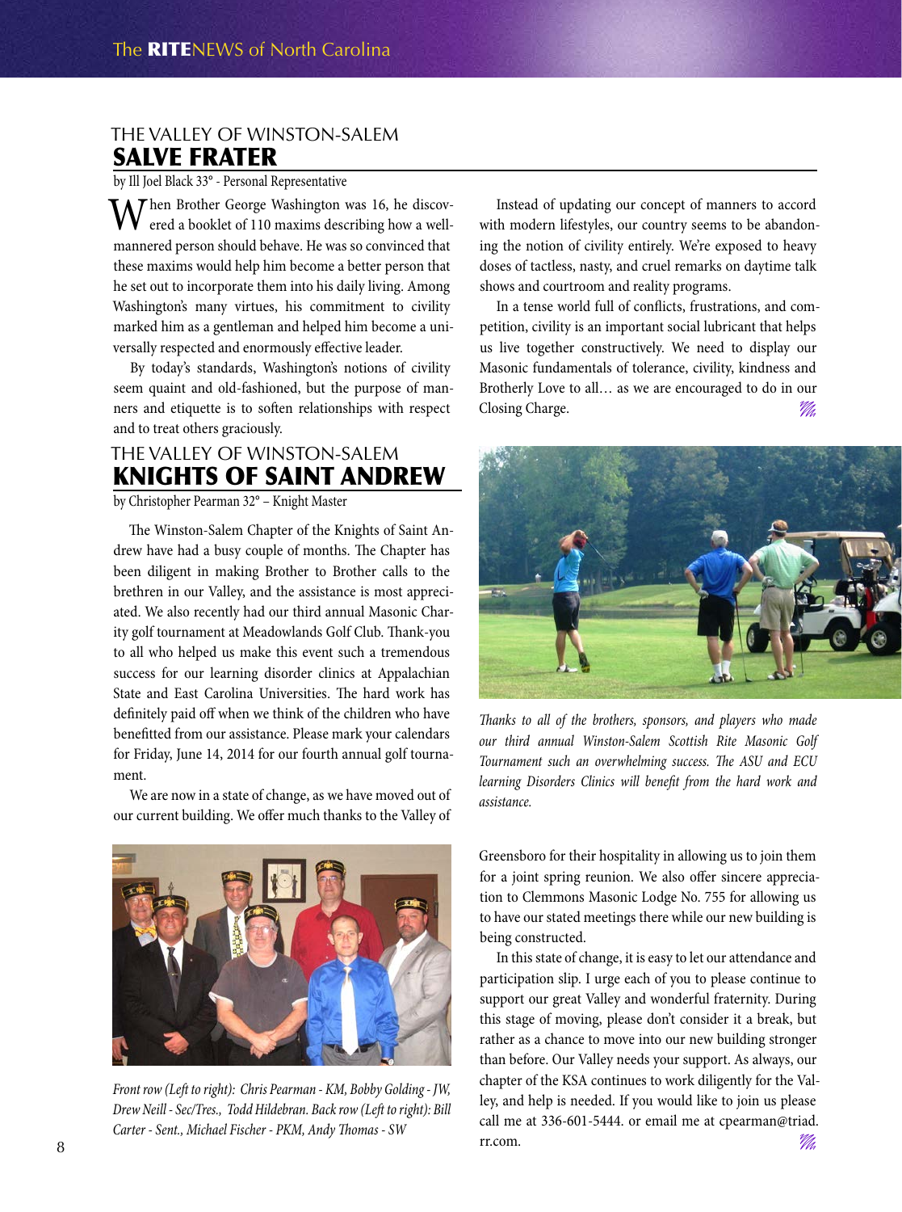## THE VALLEY OF WINSTON-SALEM
# SALVE FRATER

by Ill Joel Black 33° - Personal Representative

When Brother George Washington was 16, he discovered a booklet of 110 maxims describing how a well-mannered person should behave. He was so convinced that these maxims would help him become a better person that he set out to incorporate them into his daily living. Among Washington's many virtues, his commitment to civility marked him as a gentleman and helped him become a universally respected and enormously effective leader.

By today's standards, Washington's notions of civility seem quaint and old-fashioned, but the purpose of manners and etiquette is to soften relationships with respect and to treat others graciously.

Instead of updating our concept of manners to accord with modern lifestyles, our country seems to be abandoning the notion of civility entirely. We're exposed to heavy doses of tactless, nasty, and cruel remarks on daytime talk shows and courtroom and reality programs.

In a tense world full of conflicts, frustrations, and competition, civility is an important social lubricant that helps us live together constructively. We need to display our Masonic fundamentals of tolerance, civility, kindness and Brotherly Love to all… as we are encouraged to do in our Closing Charge.

*Thanks to all of the brothers, sponsors, and players who made our third annual Winston-Salem Scottish Rite Masonic Golf Tournament such an overwhelming success. The ASU and ECU learning Disorders Clinics will benefit from the hard work and assistance.*

## THE VALLEY OF WINSTON-SALEM
# KNIGHTS OF SAINT ANDREW

by Christopher Pearman 32° – Knight Master

The Winston-Salem Chapter of the Knights of Saint Andrew have had a busy couple of months. The Chapter has been diligent in making Brother to Brother calls to the brethren in our Valley, and the assistance is most appreciated. We also recently had our third annual Masonic Charity golf tournament at Meadowlands Golf Club. Thank-you to all who helped us make this event such a tremendous success for our learning disorder clinics at Appalachian State and East Carolina Universities. The hard work has definitely paid off when we think of the children who have benefitted from our assistance. Please mark your calendars for Friday, June 14, 2014 for our fourth annual golf tournament.

We are now in a state of change, as we have moved out of our current building. We offer much thanks to the Valley of Greensboro for their hospitality in allowing us to join them for a joint spring reunion. We also offer sincere appreciation to Clemmons Masonic Lodge No. 755 for allowing us to have our stated meetings there while our new building is being constructed.

In this state of change, it is easy to let our attendance and participation slip. I urge each of you to please continue to support our great Valley and wonderful fraternity. During this stage of moving, please don't consider it a break, but rather as a chance to move into our new building stronger than before. Our Valley needs your support. As always, our chapter of the KSA continues to work diligently for the Valley, and help is needed. If you would like to join us please call me at 336-601-5444. or email me at cpearman@triad.rr.com.

*Front row (Left to right): Chris Pearman - KM, Bobby Golding - JW, Drew Neill - Sec/Tres., Todd Hildebran. Back row (Left to right): Bill Carter - Sent., Michael Fischer - PKM, Andy Thomas - SW*